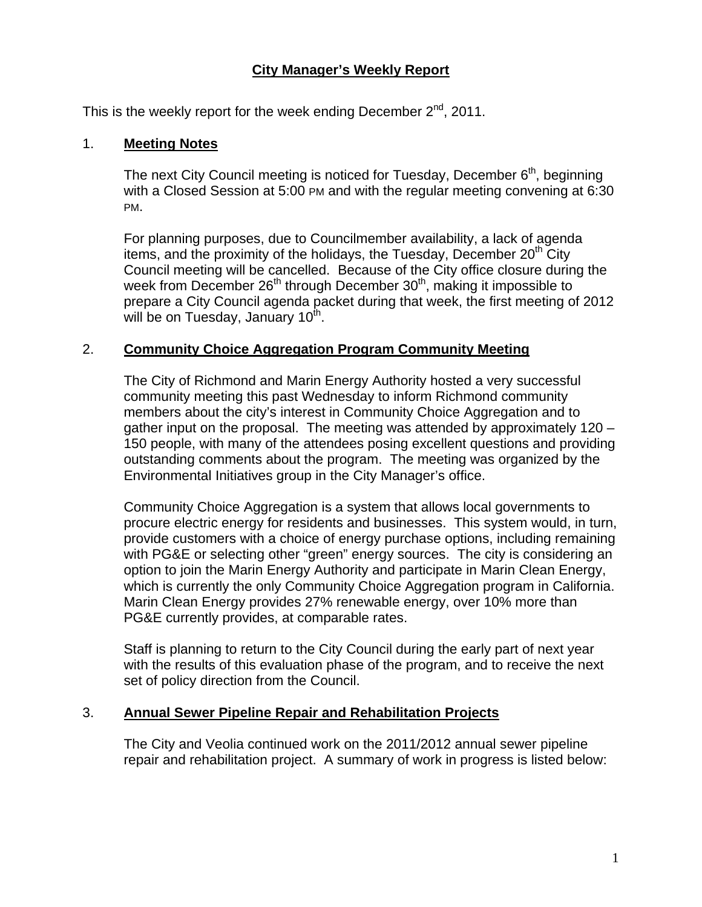# City Manager's Weekly Report

This is the weekly report for the week ending December 2nd, 2011.

## 1. Meeting Notes

The next City Council meeting is noticed for Tuesday, December 6th, beginning with a Closed Session at 5:00 PM and with the regular meeting convening at 6:30 PM.

For planning purposes, due to Councilmember availability, a lack of agenda items, and the proximity of the holidays, the Tuesday, December 20th City Council meeting will be cancelled. Because of the City office closure during the week from December 26th through December 30th, making it impossible to prepare a City Council agenda packet during that week, the first meeting of 2012 will be on Tuesday, January 10th.

## 2. Community Choice Aggregation Program Community Meeting

The City of Richmond and Marin Energy Authority hosted a very successful community meeting this past Wednesday to inform Richmond community members about the city's interest in Community Choice Aggregation and to gather input on the proposal. The meeting was attended by approximately 120 – 150 people, with many of the attendees posing excellent questions and providing outstanding comments about the program. The meeting was organized by the Environmental Initiatives group in the City Manager's office.

Community Choice Aggregation is a system that allows local governments to procure electric energy for residents and businesses. This system would, in turn, provide customers with a choice of energy purchase options, including remaining with PG&E or selecting other "green" energy sources. The city is considering an option to join the Marin Energy Authority and participate in Marin Clean Energy, which is currently the only Community Choice Aggregation program in California. Marin Clean Energy provides 27% renewable energy, over 10% more than PG&E currently provides, at comparable rates.

Staff is planning to return to the City Council during the early part of next year with the results of this evaluation phase of the program, and to receive the next set of policy direction from the Council.

## 3. Annual Sewer Pipeline Repair and Rehabilitation Projects

The City and Veolia continued work on the 2011/2012 annual sewer pipeline repair and rehabilitation project. A summary of work in progress is listed below: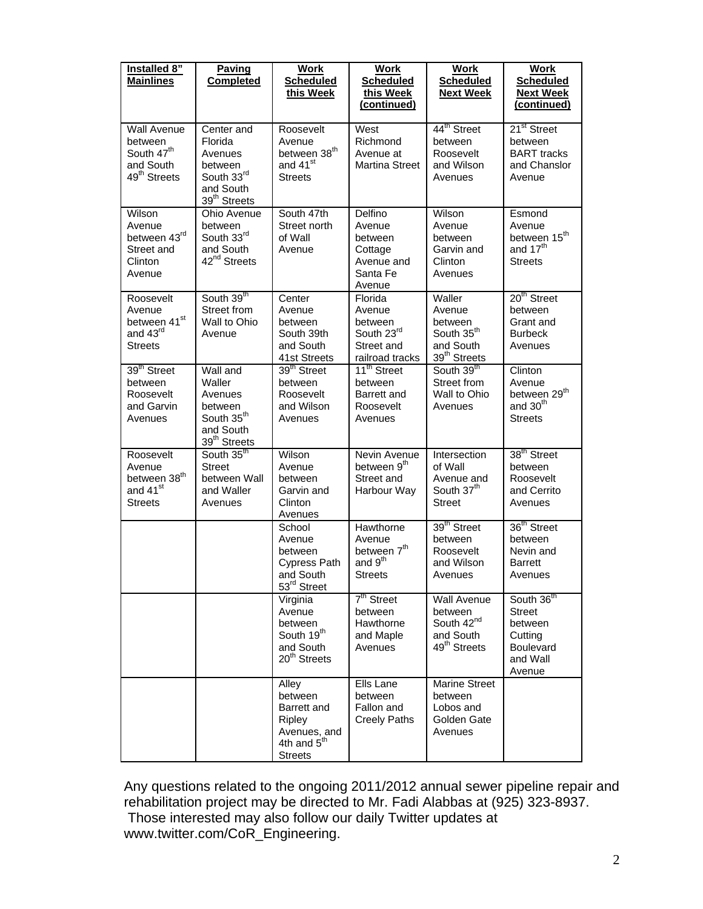| Installed 8" Mainlines | Paving Completed | Work Scheduled this Week | Work Scheduled this Week (continued) | Work Scheduled Next Week | Work Scheduled Next Week (continued) |
|---|---|---|---|---|---|
| Wall Avenue between South 47th and South 49th Streets | Center and Florida Avenues between South 33rd and South 39th Streets | Roosevelt Avenue between 38th and 41st Streets | West Richmond Avenue at Martina Street | 44th Street between Roosevelt and Wilson Avenues | 21st Street between BART tracks and Chanslor Avenue |
| Wilson Avenue between 43rd Street and Clinton Avenue | Ohio Avenue between South 33rd and South 42nd Streets | South 47th Street north of Wall Avenue | Delfino Avenue between Cottage Avenue and Santa Fe Avenue | Wilson Avenue between Garvin and Clinton Avenues | Esmond Avenue between 15th and 17th Streets |
| Roosevelt Avenue between 41st and 43rd Streets | South 39th Street from Wall to Ohio Avenue | Center Avenue between South 39th and South 41st Streets | Florida Avenue between South 23rd Street and railroad tracks | Waller Avenue between South 35th and South 39th Streets | 20th Street between Grant and Burbeck Avenues |
| 39th Street between Roosevelt and Garvin Avenues | Wall and Waller Avenues between South 35th and South 39th Streets | 39th Street between Roosevelt and Wilson Avenues | 11th Street between Barrett and Roosevelt Avenues | South 39th Street from Wall to Ohio Avenues | Clinton Avenue between 29th and 30th Streets |
| Roosevelt Avenue between 38th and 41st Streets | South 35th Street between Wall and Waller Avenues | Wilson Avenue between Garvin and Clinton Avenues | Nevin Avenue between 9th Street and Harbour Way | Intersection of Wall Avenue and South 37th Street | 38th Street between Roosevelt and Cerrito Avenues |
| | | School Avenue between Cypress Path and South 53rd Street | Hawthorne Avenue between 7th and 9th Streets | 39th Street between Roosevelt and Wilson Avenues | 36th Street between Nevin and Barrett Avenues |
| | | Virginia Avenue between South 19th and South 20th Streets | 7th Street between Hawthorne and Maple Avenues | Wall Avenue between South 42nd and South 49th Streets | South 36th Street between Cutting Boulevard and Wall Avenue |
| | | Alley between Barrett and Ripley Avenues, and 4th and 5th Streets | Ells Lane between Fallon and Creely Paths | Marine Street between Lobos and Golden Gate Avenues | |

Any questions related to the ongoing 2011/2012 annual sewer pipeline repair and rehabilitation project may be directed to Mr. Fadi Alabbas at (925) 323-8937. Those interested may also follow our daily Twitter updates at www.twitter.com/CoR_Engineering.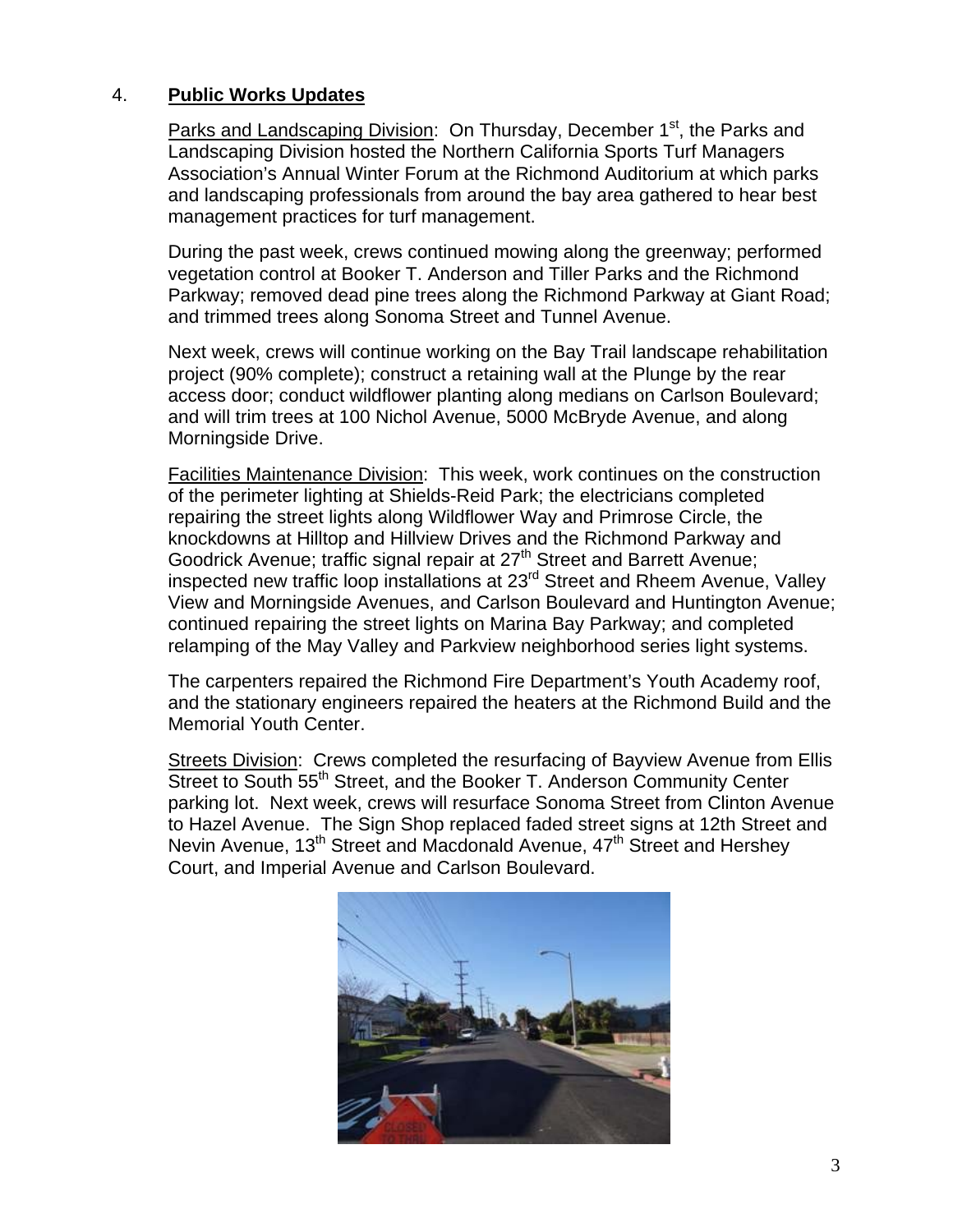4. **Public Works Updates**

Parks and Landscaping Division: On Thursday, December 1st, the Parks and Landscaping Division hosted the Northern California Sports Turf Managers Association's Annual Winter Forum at the Richmond Auditorium at which parks and landscaping professionals from around the bay area gathered to hear best management practices for turf management.

During the past week, crews continued mowing along the greenway; performed vegetation control at Booker T. Anderson and Tiller Parks and the Richmond Parkway; removed dead pine trees along the Richmond Parkway at Giant Road; and trimmed trees along Sonoma Street and Tunnel Avenue.

Next week, crews will continue working on the Bay Trail landscape rehabilitation project (90% complete); construct a retaining wall at the Plunge by the rear access door; conduct wildflower planting along medians on Carlson Boulevard; and will trim trees at 100 Nichol Avenue, 5000 McBryde Avenue, and along Morningside Drive.

Facilities Maintenance Division: This week, work continues on the construction of the perimeter lighting at Shields-Reid Park; the electricians completed repairing the street lights along Wildflower Way and Primrose Circle, the knockdowns at Hilltop and Hillview Drives and the Richmond Parkway and Goodrick Avenue; traffic signal repair at 27th Street and Barrett Avenue; inspected new traffic loop installations at 23rd Street and Rheem Avenue, Valley View and Morningside Avenues, and Carlson Boulevard and Huntington Avenue; continued repairing the street lights on Marina Bay Parkway; and completed relamping of the May Valley and Parkview neighborhood series light systems.

The carpenters repaired the Richmond Fire Department's Youth Academy roof, and the stationary engineers repaired the heaters at the Richmond Build and the Memorial Youth Center.

Streets Division: Crews completed the resurfacing of Bayview Avenue from Ellis Street to South 55th Street, and the Booker T. Anderson Community Center parking lot. Next week, crews will resurface Sonoma Street from Clinton Avenue to Hazel Avenue. The Sign Shop replaced faded street signs at 12th Street and Nevin Avenue, 13th Street and Macdonald Avenue, 47th Street and Hershey Court, and Imperial Avenue and Carlson Boulevard.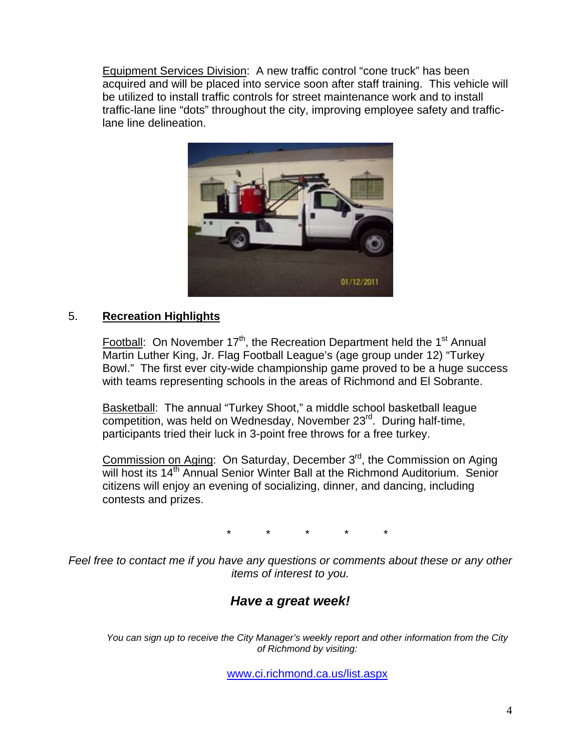Equipment Services Division: A new traffic control “cone truck” has been acquired and will be placed into service soon after staff training. This vehicle will be utilized to install traffic controls for street maintenance work and to install traffic-lane line “dots” throughout the city, improving employee safety and traffic-lane line delineation.

## 5. **Recreation Highlights**

Football: On November 17th, the Recreation Department held the 1st Annual Martin Luther King, Jr. Flag Football League’s (age group under 12) “Turkey Bowl.” The first ever city-wide championship game proved to be a huge success with teams representing schools in the areas of Richmond and El Sobrante.

Basketball: The annual “Turkey Shoot,” a middle school basketball league competition, was held on Wednesday, November 23rd. During half-time, participants tried their luck in 3-point free throws for a free turkey.

Commission on Aging: On Saturday, December 3rd, the Commission on Aging will host its 14th Annual Senior Winter Ball at the Richmond Auditorium. Senior citizens will enjoy an evening of socializing, dinner, and dancing, including contests and prizes.

\* \* \* \* \*

*Feel free to contact me if you have any questions or comments about these or any other items of interest to you.*

***Have a great week!***

*You can sign up to receive the City Manager’s weekly report and other information from the City of Richmond by visiting:*

www.ci.richmond.ca.us/list.aspx